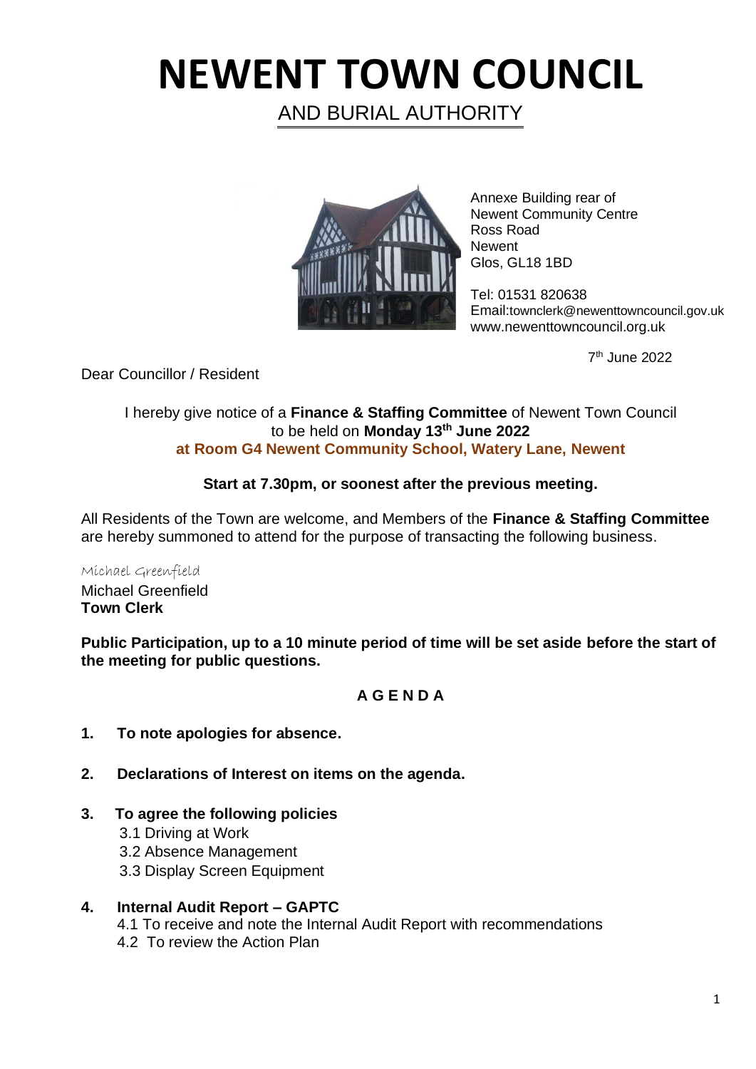# NEWENT TOWN COUNCIL

AND BURIAL AUTHORITY

Annexe Building rear of
Newent Community Centre
Ross Road
Newent
Glos, GL18 1BD

Tel: 01531 820638
Email:townclerk@newenttowncouncil.gov.uk
www.newenttowncouncil.org.uk

7th June 2022

Dear Councillor / Resident

I hereby give notice of a **Finance & Staffing Committee** of Newent Town Council to be held on **Monday 13th June 2022**
**at Room G4 Newent Community School, Watery Lane, Newent**

**Start at 7.30pm, or soonest after the previous meeting.**

All Residents of the Town are welcome, and Members of the **Finance & Staffing Committee** are hereby summoned to attend for the purpose of transacting the following business.

*Michael Greenfield*
Michael Greenfield
**Town Clerk**

**Public Participation, up to a 10 minute period of time will be set aside before the start of the meeting for public questions.**

## A G E N D A

1. **To note apologies for absence.**

2. **Declarations of Interest on items on the agenda.**

3. **To agree the following policies**
   - 3.1 Driving at Work
   - 3.2 Absence Management
   - 3.3 Display Screen Equipment

4. **Internal Audit Report – GAPTC**
   - 4.1 To receive and note the Internal Audit Report with recommendations
   - 4.2 To review the Action Plan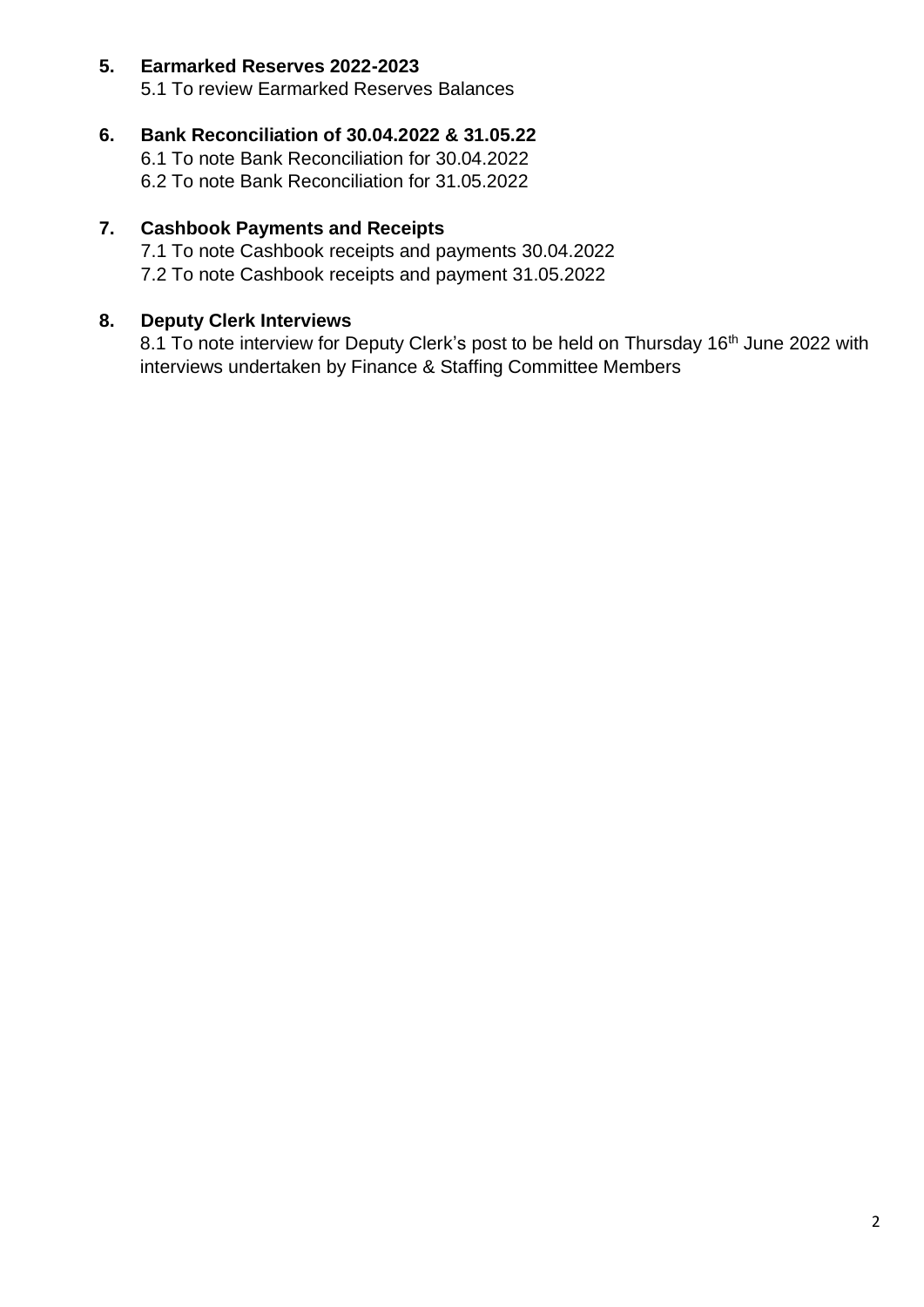**5. Earmarked Reserves 2022-2023**

5.1 To review Earmarked Reserves Balances

**6. Bank Reconciliation of 30.04.2022 & 31.05.22**

6.1 To note Bank Reconciliation for 30.04.2022
6.2 To note Bank Reconciliation for 31.05.2022

**7. Cashbook Payments and Receipts**

7.1 To note Cashbook receipts and payments 30.04.2022
7.2 To note Cashbook receipts and payment 31.05.2022

**8. Deputy Clerk Interviews**

8.1 To note interview for Deputy Clerk's post to be held on Thursday 16th June 2022 with interviews undertaken by Finance & Staffing Committee Members